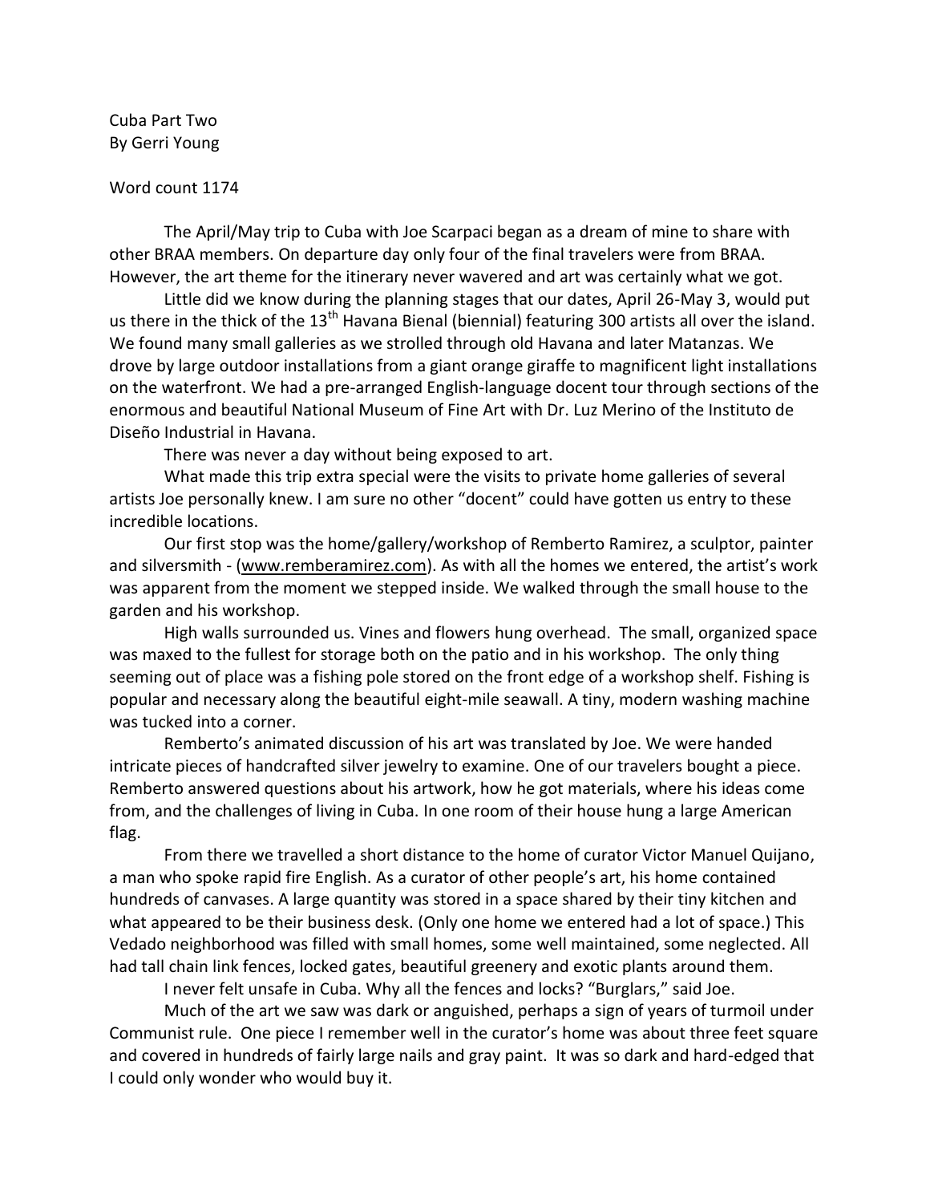Cuba Part Two
By Gerri Young

Word count 1174

The April/May trip to Cuba with Joe Scarpaci began as a dream of mine to share with other BRAA members. On departure day only four of the final travelers were from BRAA. However, the art theme for the itinerary never wavered and art was certainly what we got.

Little did we know during the planning stages that our dates, April 26-May 3, would put us there in the thick of the 13th Havana Bienal (biennial) featuring 300 artists all over the island. We found many small galleries as we strolled through old Havana and later Matanzas. We drove by large outdoor installations from a giant orange giraffe to magnificent light installations on the waterfront. We had a pre-arranged English-language docent tour through sections of the enormous and beautiful National Museum of Fine Art with Dr. Luz Merino of the Instituto de Diseño Industrial in Havana.

There was never a day without being exposed to art.

What made this trip extra special were the visits to private home galleries of several artists Joe personally knew. I am sure no other "docent" could have gotten us entry to these incredible locations.

Our first stop was the home/gallery/workshop of Remberto Ramirez, a sculptor, painter and silversmith - (www.remberamirez.com). As with all the homes we entered, the artist's work was apparent from the moment we stepped inside. We walked through the small house to the garden and his workshop.

High walls surrounded us. Vines and flowers hung overhead. The small, organized space was maxed to the fullest for storage both on the patio and in his workshop. The only thing seeming out of place was a fishing pole stored on the front edge of a workshop shelf. Fishing is popular and necessary along the beautiful eight-mile seawall. A tiny, modern washing machine was tucked into a corner.

Remberto's animated discussion of his art was translated by Joe. We were handed intricate pieces of handcrafted silver jewelry to examine. One of our travelers bought a piece. Remberto answered questions about his artwork, how he got materials, where his ideas come from, and the challenges of living in Cuba. In one room of their house hung a large American flag.

From there we travelled a short distance to the home of curator Victor Manuel Quijano, a man who spoke rapid fire English. As a curator of other people's art, his home contained hundreds of canvases. A large quantity was stored in a space shared by their tiny kitchen and what appeared to be their business desk. (Only one home we entered had a lot of space.) This Vedado neighborhood was filled with small homes, some well maintained, some neglected. All had tall chain link fences, locked gates, beautiful greenery and exotic plants around them.

I never felt unsafe in Cuba. Why all the fences and locks? "Burglars," said Joe.

Much of the art we saw was dark or anguished, perhaps a sign of years of turmoil under Communist rule. One piece I remember well in the curator's home was about three feet square and covered in hundreds of fairly large nails and gray paint. It was so dark and hard-edged that I could only wonder who would buy it.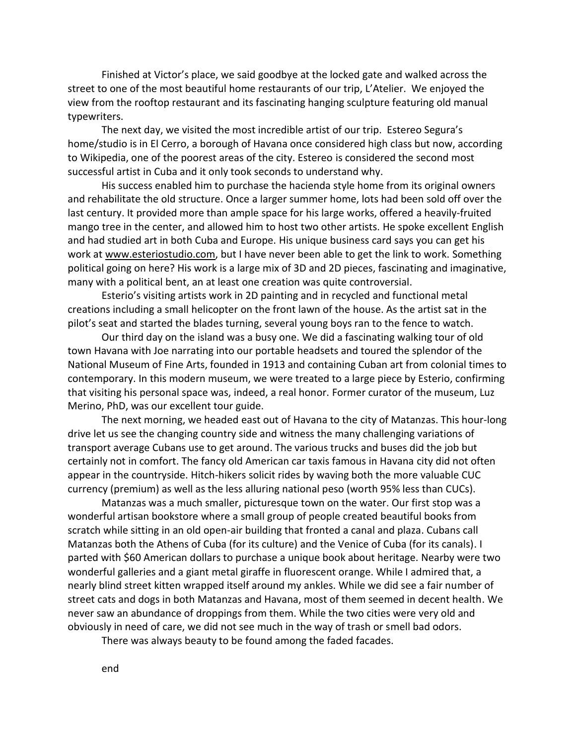Finished at Victor's place, we said goodbye at the locked gate and walked across the street to one of the most beautiful home restaurants of our trip, L'Atelier. We enjoyed the view from the rooftop restaurant and its fascinating hanging sculpture featuring old manual typewriters.

The next day, we visited the most incredible artist of our trip. Estereo Segura's home/studio is in El Cerro, a borough of Havana once considered high class but now, according to Wikipedia, one of the poorest areas of the city. Estereo is considered the second most successful artist in Cuba and it only took seconds to understand why.

His success enabled him to purchase the hacienda style home from its original owners and rehabilitate the old structure. Once a larger summer home, lots had been sold off over the last century. It provided more than ample space for his large works, offered a heavily-fruited mango tree in the center, and allowed him to host two other artists. He spoke excellent English and had studied art in both Cuba and Europe. His unique business card says you can get his work at www.esteriostudio.com, but I have never been able to get the link to work. Something political going on here? His work is a large mix of 3D and 2D pieces, fascinating and imaginative, many with a political bent, an at least one creation was quite controversial.

Esterio's visiting artists work in 2D painting and in recycled and functional metal creations including a small helicopter on the front lawn of the house. As the artist sat in the pilot's seat and started the blades turning, several young boys ran to the fence to watch.

Our third day on the island was a busy one. We did a fascinating walking tour of old town Havana with Joe narrating into our portable headsets and toured the splendor of the National Museum of Fine Arts, founded in 1913 and containing Cuban art from colonial times to contemporary. In this modern museum, we were treated to a large piece by Esterio, confirming that visiting his personal space was, indeed, a real honor. Former curator of the museum, Luz Merino, PhD, was our excellent tour guide.

The next morning, we headed east out of Havana to the city of Matanzas. This hour-long drive let us see the changing country side and witness the many challenging variations of transport average Cubans use to get around. The various trucks and buses did the job but certainly not in comfort. The fancy old American car taxis famous in Havana city did not often appear in the countryside. Hitch-hikers solicit rides by waving both the more valuable CUC currency (premium) as well as the less alluring national peso (worth 95% less than CUCs).

Matanzas was a much smaller, picturesque town on the water. Our first stop was a wonderful artisan bookstore where a small group of people created beautiful books from scratch while sitting in an old open-air building that fronted a canal and plaza. Cubans call Matanzas both the Athens of Cuba (for its culture) and the Venice of Cuba (for its canals). I parted with $60 American dollars to purchase a unique book about heritage. Nearby were two wonderful galleries and a giant metal giraffe in fluorescent orange. While I admired that, a nearly blind street kitten wrapped itself around my ankles. While we did see a fair number of street cats and dogs in both Matanzas and Havana, most of them seemed in decent health. We never saw an abundance of droppings from them. While the two cities were very old and obviously in need of care, we did not see much in the way of trash or smell bad odors.

There was always beauty to be found among the faded facades.

end